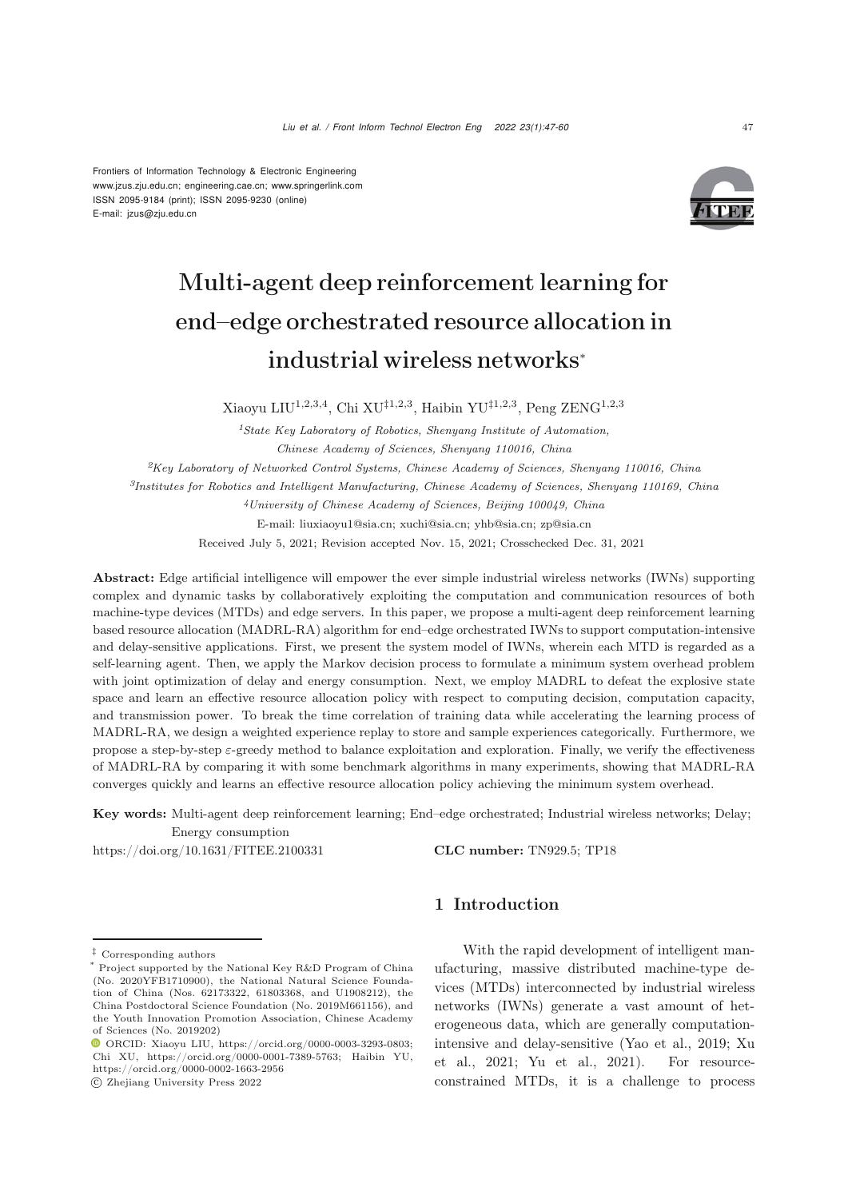Frontiers of Information Technology & Electronic Engineering
www.jzus.zju.edu.cn; engineering.cae.cn; www.springerlink.com
ISSN 2095-9184 (print); ISSN 2095-9230 (online)
E-mail: jzus@zju.edu.cn

# Multi-agent deep reinforcement learning for end–edge orchestrated resource allocation in industrial wireless networks*

Xiaoyu LIU[1,2,3,4], Chi XU[‡1,2,3], Haibin YU[‡1,2,3], Peng ZENG[1,2,3]

[1]*State Key Laboratory of Robotics, Shenyang Institute of Automation, Chinese Academy of Sciences, Shenyang 110016, China*

[2]*Key Laboratory of Networked Control Systems, Chinese Academy of Sciences, Shenyang 110016, China*

[3]*Institutes for Robotics and Intelligent Manufacturing, Chinese Academy of Sciences, Shenyang 110169, China*

[4]*University of Chinese Academy of Sciences, Beijing 100049, China*

E-mail: liuxiaoyu1@sia.cn; xuchi@sia.cn; yhb@sia.cn; zp@sia.cn

Received July 5, 2021; Revision accepted Nov. 15, 2021; Crosschecked Dec. 31, 2021

**Abstract:** Edge artificial intelligence will empower the ever simple industrial wireless networks (IWNs) supporting complex and dynamic tasks by collaboratively exploiting the computation and communication resources of both machine-type devices (MTDs) and edge servers. In this paper, we propose a multi-agent deep reinforcement learning based resource allocation (MADRL-RA) algorithm for end–edge orchestrated IWNs to support computation-intensive and delay-sensitive applications. First, we present the system model of IWNs, wherein each MTD is regarded as a self-learning agent. Then, we apply the Markov decision process to formulate a minimum system overhead problem with joint optimization of delay and energy consumption. Next, we employ MADRL to defeat the explosive state space and learn an effective resource allocation policy with respect to computing decision, computation capacity, and transmission power. To break the time correlation of training data while accelerating the learning process of MADRL-RA, we design a weighted experience replay to store and sample experiences categorically. Furthermore, we propose a step-by-step $\varepsilon$-greedy method to balance exploitation and exploration. Finally, we verify the effectiveness of MADRL-RA by comparing it with some benchmark algorithms in many experiments, showing that MADRL-RA converges quickly and learns an effective resource allocation policy achieving the minimum system overhead.

**Key words:** Multi-agent deep reinforcement learning; End–edge orchestrated; Industrial wireless networks; Delay; Energy consumption

https://doi.org/10.1631/FITEE.2100331 **CLC number:** TN929.5; TP18

## 1 Introduction

With the rapid development of intelligent manufacturing, massive distributed machine-type devices (MTDs) interconnected by industrial wireless networks (IWNs) generate a vast amount of heterogeneous data, which are generally computation-intensive and delay-sensitive (Yao et al., 2019; Xu et al., 2021; Yu et al., 2021). For resource-constrained MTDs, it is a challenge to process

---

‡ Corresponding authors

\* Project supported by the National Key R&D Program of China (No. 2020YFB1710900), the National Natural Science Foundation of China (Nos. 62173322, 61803368, and U1908212), the China Postdoctoral Science Foundation (No. 2019M661156), and the Youth Innovation Promotion Association, Chinese Academy of Sciences (No. 2019202)

ORCID: Xiaoyu LIU, https://orcid.org/0000-0003-3293-0803; Chi XU, https://orcid.org/0000-0001-7389-5763; Haibin YU, https://orcid.org/0000-0002-1663-2956

© Zhejiang University Press 2022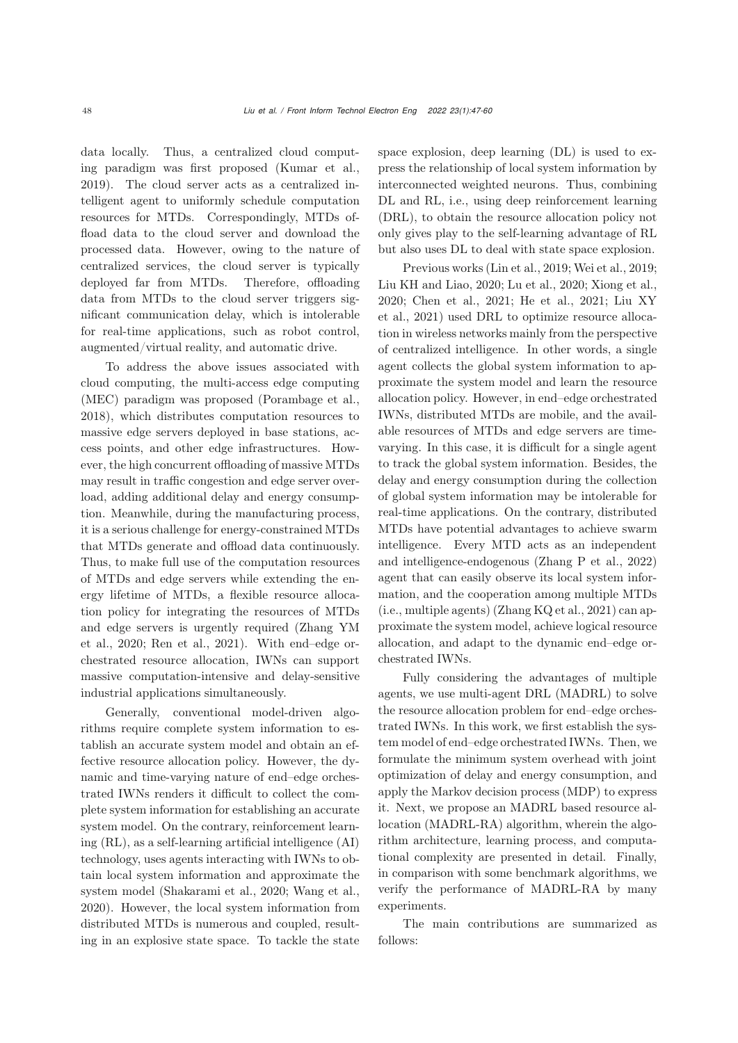data locally. Thus, a centralized cloud computing paradigm was first proposed (Kumar et al., 2019). The cloud server acts as a centralized intelligent agent to uniformly schedule computation resources for MTDs. Correspondingly, MTDs offload data to the cloud server and download the processed data. However, owing to the nature of centralized services, the cloud server is typically deployed far from MTDs. Therefore, offloading data from MTDs to the cloud server triggers significant communication delay, which is intolerable for real-time applications, such as robot control, augmented/virtual reality, and automatic drive.

To address the above issues associated with cloud computing, the multi-access edge computing (MEC) paradigm was proposed (Porambage et al., 2018), which distributes computation resources to massive edge servers deployed in base stations, access points, and other edge infrastructures. However, the high concurrent offloading of massive MTDs may result in traffic congestion and edge server overload, adding additional delay and energy consumption. Meanwhile, during the manufacturing process, it is a serious challenge for energy-constrained MTDs that MTDs generate and offload data continuously. Thus, to make full use of the computation resources of MTDs and edge servers while extending the energy lifetime of MTDs, a flexible resource allocation policy for integrating the resources of MTDs and edge servers is urgently required (Zhang YM et al., 2020; Ren et al., 2021). With end–edge orchestrated resource allocation, IWNs can support massive computation-intensive and delay-sensitive industrial applications simultaneously.

Generally, conventional model-driven algorithms require complete system information to establish an accurate system model and obtain an effective resource allocation policy. However, the dynamic and time-varying nature of end–edge orchestrated IWNs renders it difficult to collect the complete system information for establishing an accurate system model. On the contrary, reinforcement learning (RL), as a self-learning artificial intelligence (AI) technology, uses agents interacting with IWNs to obtain local system information and approximate the system model (Shakarami et al., 2020; Wang et al., 2020). However, the local system information from distributed MTDs is numerous and coupled, resulting in an explosive state space. To tackle the state space explosion, deep learning (DL) is used to express the relationship of local system information by interconnected weighted neurons. Thus, combining DL and RL, i.e., using deep reinforcement learning (DRL), to obtain the resource allocation policy not only gives play to the self-learning advantage of RL but also uses DL to deal with state space explosion.

Previous works (Lin et al., 2019; Wei et al., 2019; Liu KH and Liao, 2020; Lu et al., 2020; Xiong et al., 2020; Chen et al., 2021; He et al., 2021; Liu XY et al., 2021) used DRL to optimize resource allocation in wireless networks mainly from the perspective of centralized intelligence. In other words, a single agent collects the global system information to approximate the system model and learn the resource allocation policy. However, in end–edge orchestrated IWNs, distributed MTDs are mobile, and the available resources of MTDs and edge servers are time-varying. In this case, it is difficult for a single agent to track the global system information. Besides, the delay and energy consumption during the collection of global system information may be intolerable for real-time applications. On the contrary, distributed MTDs have potential advantages to achieve swarm intelligence. Every MTD acts as an independent and intelligence-endogenous (Zhang P et al., 2022) agent that can easily observe its local system information, and the cooperation among multiple MTDs (i.e., multiple agents) (Zhang KQ et al., 2021) can approximate the system model, achieve logical resource allocation, and adapt to the dynamic end–edge orchestrated IWNs.

Fully considering the advantages of multiple agents, we use multi-agent DRL (MADRL) to solve the resource allocation problem for end–edge orchestrated IWNs. In this work, we first establish the system model of end–edge orchestrated IWNs. Then, we formulate the minimum system overhead with joint optimization of delay and energy consumption, and apply the Markov decision process (MDP) to express it. Next, we propose an MADRL based resource allocation (MADRL-RA) algorithm, wherein the algorithm architecture, learning process, and computational complexity are presented in detail. Finally, in comparison with some benchmark algorithms, we verify the performance of MADRL-RA by many experiments.

The main contributions are summarized as follows: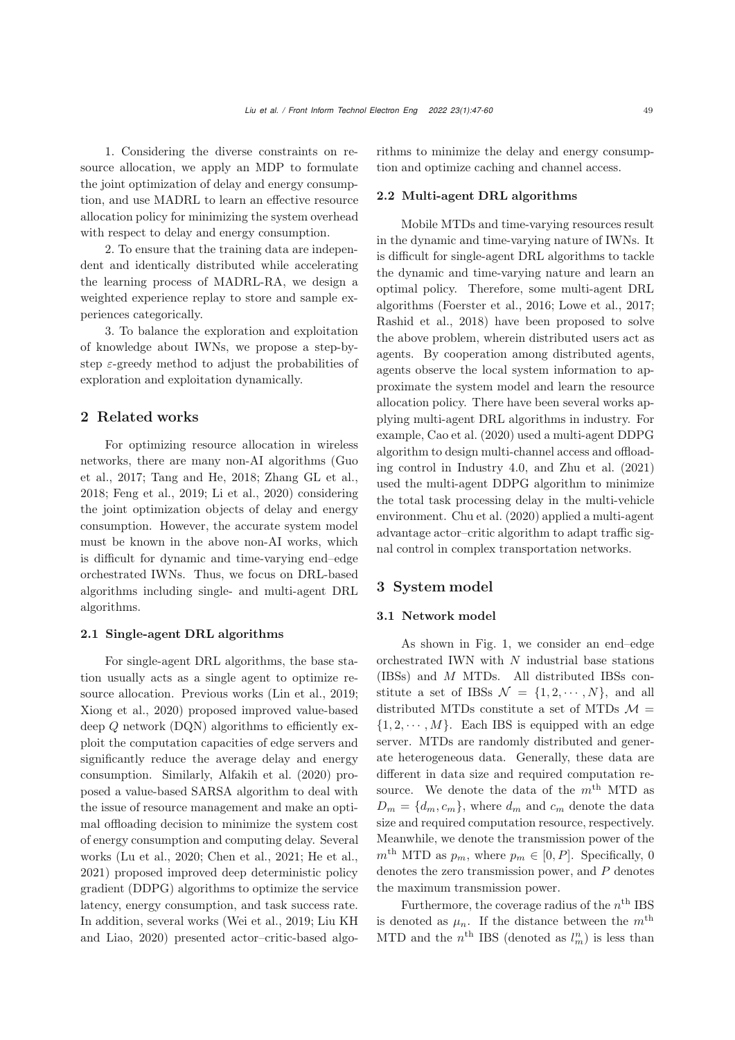1. Considering the diverse constraints on resource allocation, we apply an MDP to formulate the joint optimization of delay and energy consumption, and use MADRL to learn an effective resource allocation policy for minimizing the system overhead with respect to delay and energy consumption.

2. To ensure that the training data are independent and identically distributed while accelerating the learning process of MADRL-RA, we design a weighted experience replay to store and sample experiences categorically.

3. To balance the exploration and exploitation of knowledge about IWNs, we propose a step-by-step $\varepsilon$-greedy method to adjust the probabilities of exploration and exploitation dynamically.

## 2 Related works

For optimizing resource allocation in wireless networks, there are many non-AI algorithms (Guo et al., 2017; Tang and He, 2018; Zhang GL et al., 2018; Feng et al., 2019; Li et al., 2020) considering the joint optimization objects of delay and energy consumption. However, the accurate system model must be known in the above non-AI works, which is difficult for dynamic and time-varying end–edge orchestrated IWNs. Thus, we focus on DRL-based algorithms including single- and multi-agent DRL algorithms.

### 2.1 Single-agent DRL algorithms

For single-agent DRL algorithms, the base station usually acts as a single agent to optimize resource allocation. Previous works (Lin et al., 2019; Xiong et al., 2020) proposed improved value-based deep $Q$ network (DQN) algorithms to efficiently exploit the computation capacities of edge servers and significantly reduce the average delay and energy consumption. Similarly, Alfakih et al. (2020) proposed a value-based SARSA algorithm to deal with the issue of resource management and make an optimal offloading decision to minimize the system cost of energy consumption and computing delay. Several works (Lu et al., 2020; Chen et al., 2021; He et al., 2021) proposed improved deep deterministic policy gradient (DDPG) algorithms to optimize the service latency, energy consumption, and task success rate. In addition, several works (Wei et al., 2019; Liu KH and Liao, 2020) presented actor–critic-based algorithms to minimize the delay and energy consumption and optimize caching and channel access.

### 2.2 Multi-agent DRL algorithms

Mobile MTDs and time-varying resources result in the dynamic and time-varying nature of IWNs. It is difficult for single-agent DRL algorithms to tackle the dynamic and time-varying nature and learn an optimal policy. Therefore, some multi-agent DRL algorithms (Foerster et al., 2016; Lowe et al., 2017; Rashid et al., 2018) have been proposed to solve the above problem, wherein distributed users act as agents. By cooperation among distributed agents, agents observe the local system information to approximate the system model and learn the resource allocation policy. There have been several works applying multi-agent DRL algorithms in industry. For example, Cao et al. (2020) used a multi-agent DDPG algorithm to design multi-channel access and offloading control in Industry 4.0, and Zhu et al. (2021) used the multi-agent DDPG algorithm to minimize the total task processing delay in the multi-vehicle environment. Chu et al. (2020) applied a multi-agent advantage actor–critic algorithm to adapt traffic signal control in complex transportation networks.

## 3 System model

### 3.1 Network model

As shown in Fig. 1, we consider an end–edge orchestrated IWN with $N$ industrial base stations (IBSs) and $M$ MTDs. All distributed IBSs constitute a set of IBSs $\mathcal{N} = \{1, 2, \cdots, N\}$, and all distributed MTDs constitute a set of MTDs $\mathcal{M} = \{1, 2, \cdots, M\}$. Each IBS is equipped with an edge server. MTDs are randomly distributed and generate heterogeneous data. Generally, these data are different in data size and required computation resource. We denote the data of the $m^{\text{th}}$ MTD as $D_m = \{d_m, c_m\}$, where $d_m$ and $c_m$ denote the data size and required computation resource, respectively. Meanwhile, we denote the transmission power of the $m^{\text{th}}$ MTD as $p_m$, where $p_m \in [0, P]$. Specifically, 0 denotes the zero transmission power, and $P$ denotes the maximum transmission power.

Furthermore, the coverage radius of the $n^{\text{th}}$ IBS is denoted as $\mu_n$. If the distance between the $m^{\text{th}}$ MTD and the $n^{\text{th}}$ IBS (denoted as $l_m^n$) is less than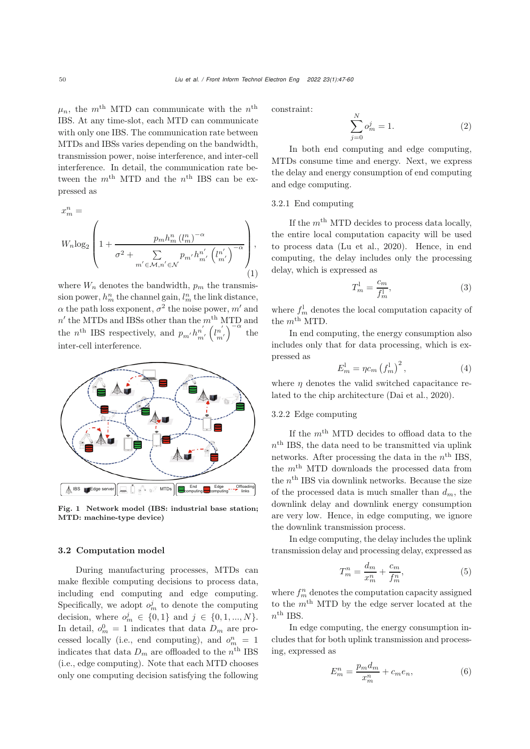$\mu_n$, the $m^{\text{th}}$ MTD can communicate with the $n^{\text{th}}$ IBS. At any time-slot, each MTD can communicate with only one IBS. The communication rate between MTDs and IBSs varies depending on the bandwidth, transmission power, noise interference, and inter-cell interference. In detail, the communication rate between the $m^{\text{th}}$ MTD and the $n^{\text{th}}$ IBS can be expressed as

$$x_m^n = W_n \log_2\left(1 + \frac{p_m h_m^n \left(l_m^n\right)^{-\alpha}}{\sigma^2 + \sum\limits_{m' \in \mathcal{M}, n' \in \mathcal{N}} p_{m'} h_{m'}^{n'} \left(l_{m'}^{n'}\right)^{-\alpha}}\right), \tag{1}$$

where $W_n$ denotes the bandwidth, $p_m$ the transmission power, $h_m^n$ the channel gain, $l_m^n$ the link distance, $\alpha$ the path loss exponent, $\sigma^2$ the noise power, $m'$ and $n'$ the MTDs and IBSs other than the $m^{\text{th}}$ MTD and the $n^{\text{th}}$ IBS respectively, and $p_{m'} h_{m'}^{n'} \left(l_{m'}^{n'}\right)^{-\alpha}$ the inter-cell interference.

**Fig. 1 Network model (IBS: industrial base station; MTD: machine-type device)**

### 3.2 Computation model

During manufacturing processes, MTDs can make flexible computing decisions to process data, including end computing and edge computing. Specifically, we adopt $o_m^j$ to denote the computing decision, where $o_m^j \in \{0, 1\}$ and $j \in \{0, 1, ..., N\}$. In detail, $o_m^0 = 1$ indicates that data $D_m$ are processed locally (i.e., end computing), and $o_m^n = 1$ indicates that data $D_m$ are offloaded to the $n^{\text{th}}$ IBS (i.e., edge computing). Note that each MTD chooses only one computing decision satisfying the following constraint:

$$\sum_{j=0}^{N} o_m^j = 1. \tag{2}$$

In both end computing and edge computing, MTDs consume time and energy. Next, we express the delay and energy consumption of end computing and edge computing.

#### 3.2.1 End computing

If the $m^{\text{th}}$ MTD decides to process data locally, the entire local computation capacity will be used to process data (Lu et al., 2020). Hence, in end computing, the delay includes only the processing delay, which is expressed as

$$T_m^{\text{l}} = \frac{c_m}{f_m^{\text{l}}}, \tag{3}$$

where $f_m^{\text{l}}$ denotes the local computation capacity of the $m^{\text{th}}$ MTD.

In end computing, the energy consumption also includes only that for data processing, which is expressed as

$$E_m^{\text{l}} = \eta c_m \left(f_m^{\text{l}}\right)^2, \tag{4}$$

where $\eta$ denotes the valid switched capacitance related to the chip architecture (Dai et al., 2020).

#### 3.2.2 Edge computing

If the $m^{\text{th}}$ MTD decides to offload data to the $n^{\text{th}}$ IBS, the data need to be transmitted via uplink networks. After processing the data in the $n^{\text{th}}$ IBS, the $m^{\text{th}}$ MTD downloads the processed data from the $n^{\text{th}}$ IBS via downlink networks. Because the size of the processed data is much smaller than $d_m$, the downlink delay and downlink energy consumption are very low. Hence, in edge computing, we ignore the downlink transmission process.

In edge computing, the delay includes the uplink transmission delay and processing delay, expressed as

$$T_m^n = \frac{d_m}{x_m^n} + \frac{c_m}{f_m^n}, \tag{5}$$

where $f_m^n$ denotes the computation capacity assigned to the $m^{\text{th}}$ MTD by the edge server located at the $n^{\text{th}}$ IBS.

In edge computing, the energy consumption includes that for both uplink transmission and processing, expressed as

$$E_m^n = \frac{p_m d_m}{x_m^n} + c_m e_n, \tag{6}$$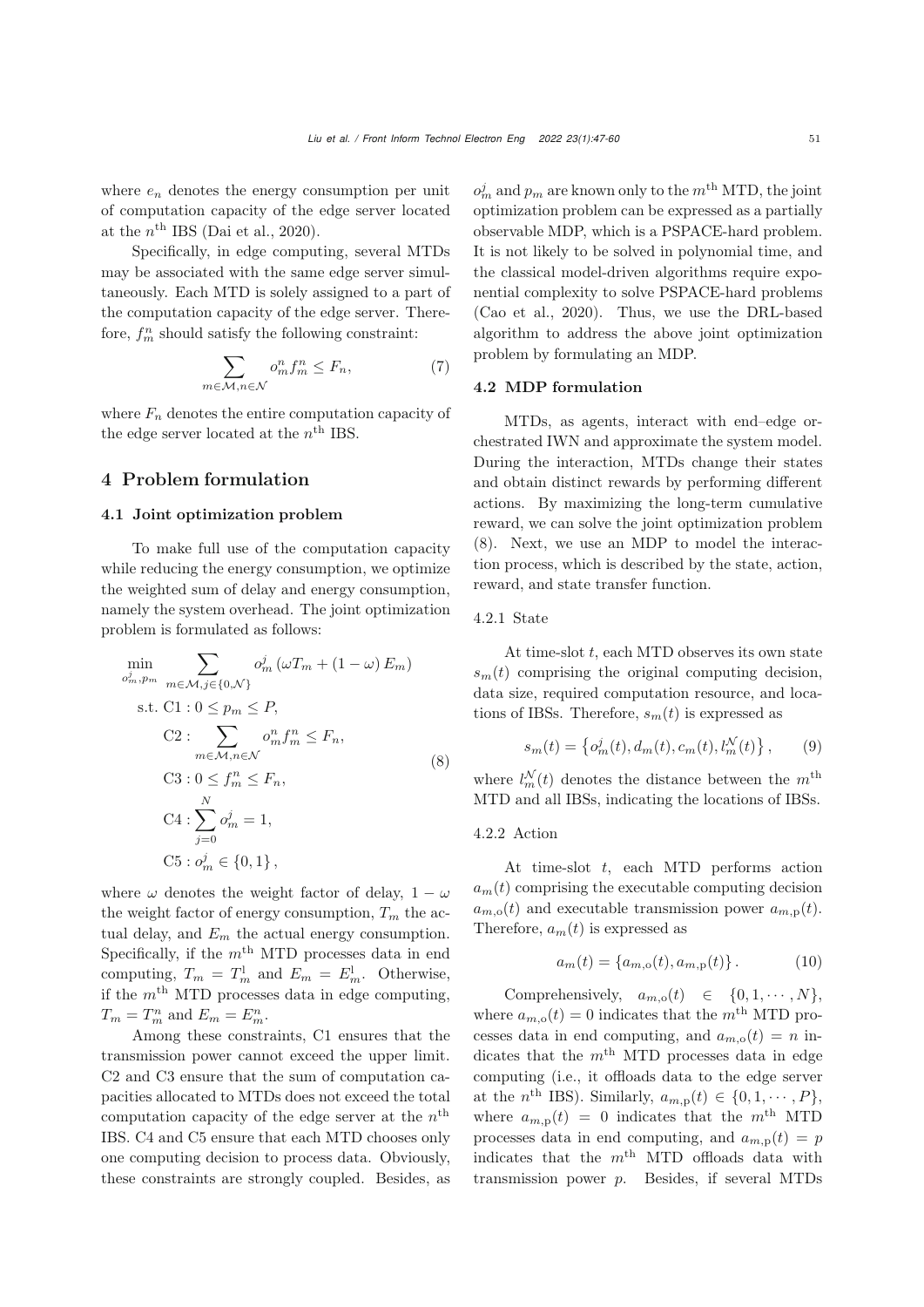where $e_n$ denotes the energy consumption per unit of computation capacity of the edge server located at the $n^{\text{th}}$ IBS (Dai et al., 2020).

Specifically, in edge computing, several MTDs may be associated with the same edge server simultaneously. Each MTD is solely assigned to a part of the computation capacity of the edge server. Therefore, $f_m^n$ should satisfy the following constraint:

$$\sum_{m\in\mathcal{M},n\in\mathcal{N}} o_m^n f_m^n \leq F_n, \tag{7}$$

where $F_n$ denotes the entire computation capacity of the edge server located at the $n^{\text{th}}$ IBS.

## 4 Problem formulation

### 4.1 Joint optimization problem

To make full use of the computation capacity while reducing the energy consumption, we optimize the weighted sum of delay and energy consumption, namely the system overhead. The joint optimization problem is formulated as follows:

$$\begin{aligned}
\min_{o_m^j, p_m} \quad & \sum_{m\in\mathcal{M}, j\in\{0,\mathcal{N}\}} o_m^j \left(\omega T_m + (1-\omega) E_m\right) \\
\text{s.t. } & \text{C1}: 0 \leq p_m \leq P, \\
& \text{C2}: \sum_{m\in\mathcal{M},n\in\mathcal{N}} o_m^n f_m^n \leq F_n, \\
& \text{C3}: 0 \leq f_m^n \leq F_n, \\
& \text{C4}: \sum_{j=0}^{N} o_m^j = 1, \\
& \text{C5}: o_m^j \in \{0, 1\},
\end{aligned} \tag{8}$$

where $\omega$ denotes the weight factor of delay, $1-\omega$ the weight factor of energy consumption, $T_m$ the actual delay, and $E_m$ the actual energy consumption. Specifically, if the $m^{\text{th}}$ MTD processes data in end computing, $T_m = T_m^{\text{l}}$ and $E_m = E_m^{\text{l}}$. Otherwise, if the $m^{\text{th}}$ MTD processes data in edge computing, $T_m = T_m^n$ and $E_m = E_m^n$.

Among these constraints, C1 ensures that the transmission power cannot exceed the upper limit. C2 and C3 ensure that the sum of computation capacities allocated to MTDs does not exceed the total computation capacity of the edge server at the $n^{\text{th}}$ IBS. C4 and C5 ensure that each MTD chooses only one computing decision to process data. Obviously, these constraints are strongly coupled. Besides, as $o_m^j$ and $p_m$ are known only to the $m^{\text{th}}$ MTD, the joint optimization problem can be expressed as a partially observable MDP, which is a PSPACE-hard problem. It is not likely to be solved in polynomial time, and the classical model-driven algorithms require exponential complexity to solve PSPACE-hard problems (Cao et al., 2020). Thus, we use the DRL-based algorithm to address the above joint optimization problem by formulating an MDP.

### 4.2 MDP formulation

MTDs, as agents, interact with end–edge orchestrated IWN and approximate the system model. During the interaction, MTDs change their states and obtain distinct rewards by performing different actions. By maximizing the long-term cumulative reward, we can solve the joint optimization problem (8). Next, we use an MDP to model the interaction process, which is described by the state, action, reward, and state transfer function.

#### 4.2.1 State

At time-slot $t$, each MTD observes its own state $s_m(t)$ comprising the original computing decision, data size, required computation resource, and locations of IBSs. Therefore, $s_m(t)$ is expressed as

$$s_m(t) = \left\{o_m^j(t), d_m(t), c_m(t), l_m^{\mathcal{N}}(t)\right\}, \tag{9}$$

where $l_m^{\mathcal{N}}(t)$ denotes the distance between the $m^{\text{th}}$ MTD and all IBSs, indicating the locations of IBSs.

#### 4.2.2 Action

At time-slot $t$, each MTD performs action $a_m(t)$ comprising the executable computing decision $a_{m,\text{o}}(t)$ and executable transmission power $a_{m,\text{p}}(t)$. Therefore, $a_m(t)$ is expressed as

$$a_m(t) = \left\{a_{m,\text{o}}(t), a_{m,\text{p}}(t)\right\}. \tag{10}$$

Comprehensively, $a_{m,\text{o}}(t) \in \{0, 1, \cdots, N\}$, where $a_{m,\text{o}}(t) = 0$ indicates that the $m^{\text{th}}$ MTD processes data in end computing, and $a_{m,\text{o}}(t) = n$ indicates that the $m^{\text{th}}$ MTD processes data in edge computing (i.e., it offloads data to the edge server at the $n^{\text{th}}$ IBS). Similarly, $a_{m,\text{p}}(t) \in \{0, 1, \cdots, P\}$, where $a_{m,\text{p}}(t) = 0$ indicates that the $m^{\text{th}}$ MTD processes data in end computing, and $a_{m,\text{p}}(t) = p$ indicates that the $m^{\text{th}}$ MTD offloads data with transmission power $p$. Besides, if several MTDs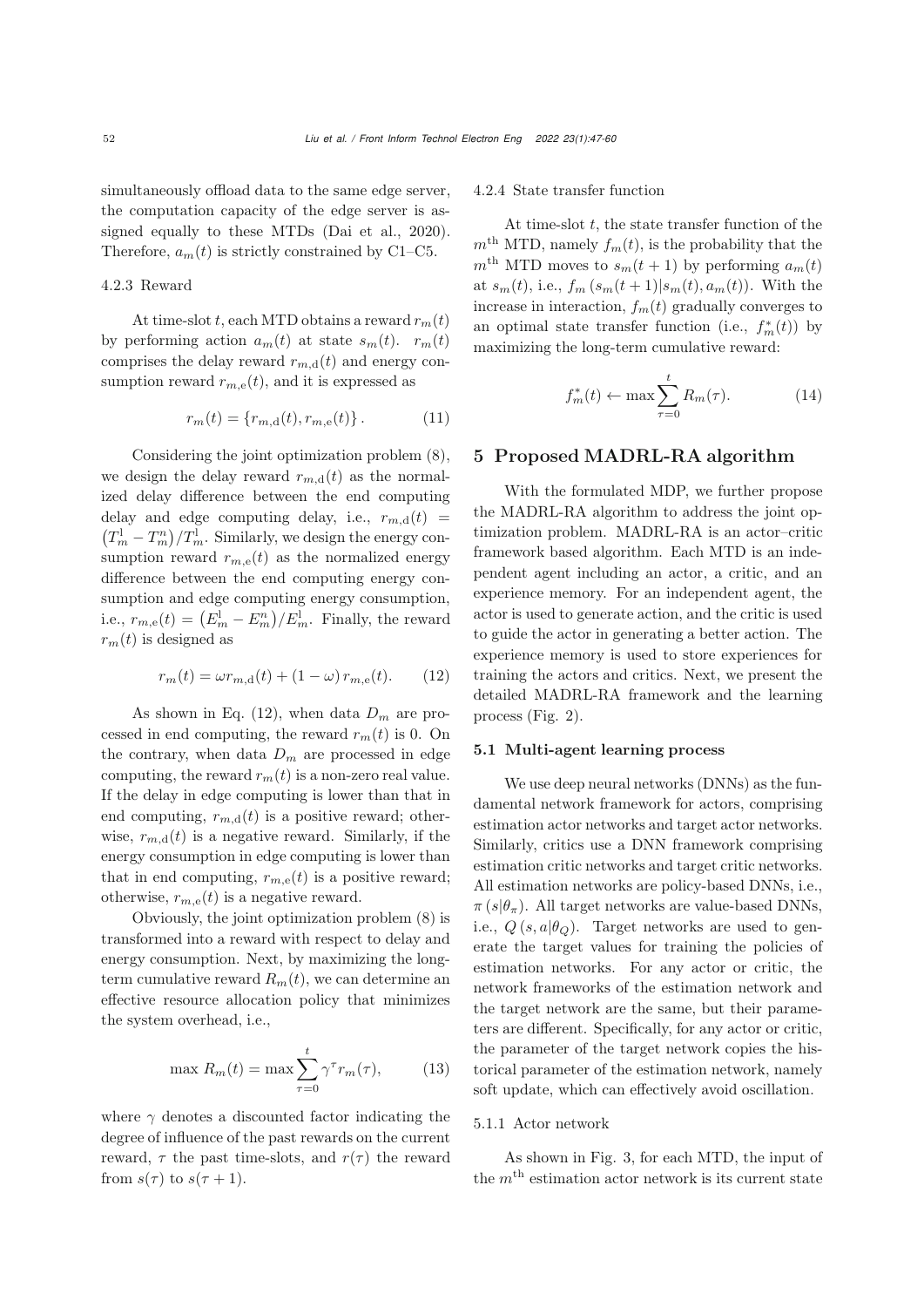simultaneously offload data to the same edge server, the computation capacity of the edge server is assigned equally to these MTDs (Dai et al., 2020). Therefore, $a_m(t)$ is strictly constrained by C1–C5.

#### 4.2.3 Reward

At time-slot $t$, each MTD obtains a reward $r_m(t)$ by performing action $a_m(t)$ at state $s_m(t)$. $r_m(t)$ comprises the delay reward $r_{m,\mathrm{d}}(t)$ and energy consumption reward $r_{m,\mathrm{e}}(t)$, and it is expressed as

$$r_m(t) = \{r_{m,\mathrm{d}}(t), r_{m,\mathrm{e}}(t)\}. \tag{11}$$

Considering the joint optimization problem (8), we design the delay reward $r_{m,\mathrm{d}}(t)$ as the normalized delay difference between the end computing delay and edge computing delay, i.e., $r_{m,\mathrm{d}}(t) = \left(T_m^{\mathrm{l}} - T_m^{n}\right)/T_m^{\mathrm{l}}$. Similarly, we design the energy consumption reward $r_{m,\mathrm{e}}(t)$ as the normalized energy difference between the end computing energy consumption and edge computing energy consumption, i.e., $r_{m,\mathrm{e}}(t) = \left(E_m^{\mathrm{l}} - E_m^{n}\right)/E_m^{\mathrm{l}}$. Finally, the reward $r_m(t)$ is designed as

$$r_m(t) = \omega r_{m,\mathrm{d}}(t) + (1-\omega)\, r_{m,\mathrm{e}}(t). \tag{12}$$

As shown in Eq. (12), when data $D_m$ are processed in end computing, the reward $r_m(t)$ is 0. On the contrary, when data $D_m$ are processed in edge computing, the reward $r_m(t)$ is a non-zero real value. If the delay in edge computing is lower than that in end computing, $r_{m,\mathrm{d}}(t)$ is a positive reward; otherwise, $r_{m,\mathrm{d}}(t)$ is a negative reward. Similarly, if the energy consumption in edge computing is lower than that in end computing, $r_{m,\mathrm{e}}(t)$ is a positive reward; otherwise, $r_{m,\mathrm{e}}(t)$ is a negative reward.

Obviously, the joint optimization problem (8) is transformed into a reward with respect to delay and energy consumption. Next, by maximizing the long-term cumulative reward $R_m(t)$, we can determine an effective resource allocation policy that minimizes the system overhead, i.e.,

$$\max\ R_m(t) = \max \sum_{\tau=0}^{t} \gamma^{\tau} r_m(\tau), \tag{13}$$

where $\gamma$ denotes a discounted factor indicating the degree of influence of the past rewards on the current reward, $\tau$ the past time-slots, and $r(\tau)$ the reward from $s(\tau)$ to $s(\tau+1)$.

#### 4.2.4 State transfer function

At time-slot $t$, the state transfer function of the $m^{\text{th}}$ MTD, namely $f_m(t)$, is the probability that the $m^{\text{th}}$ MTD moves to $s_m(t+1)$ by performing $a_m(t)$ at $s_m(t)$, i.e., $f_m\left(s_m(t+1)|s_m(t), a_m(t)\right)$. With the increase in interaction, $f_m(t)$ gradually converges to an optimal state transfer function (i.e., $f_m^*(t)$) by maximizing the long-term cumulative reward:

$$f_m^*(t) \leftarrow \max \sum_{\tau=0}^{t} R_m(\tau). \tag{14}$$

## 5 Proposed MADRL-RA algorithm

With the formulated MDP, we further propose the MADRL-RA algorithm to address the joint optimization problem. MADRL-RA is an actor–critic framework based algorithm. Each MTD is an independent agent including an actor, a critic, and an experience memory. For an independent agent, the actor is used to generate action, and the critic is used to guide the actor in generating a better action. The experience memory is used to store experiences for training the actors and critics. Next, we present the detailed MADRL-RA framework and the learning process (Fig. 2).

### 5.1 Multi-agent learning process

We use deep neural networks (DNNs) as the fundamental network framework for actors, comprising estimation actor networks and target actor networks. Similarly, critics use a DNN framework comprising estimation critic networks and target critic networks. All estimation networks are policy-based DNNs, i.e., $\pi\left(s|\theta_\pi\right)$. All target networks are value-based DNNs, i.e., $Q\left(s, a|\theta_Q\right)$. Target networks are used to generate the target values for training the policies of estimation networks. For any actor or critic, the network frameworks of the estimation network and the target network are the same, but their parameters are different. Specifically, for any actor or critic, the parameter of the target network copies the historical parameter of the estimation network, namely soft update, which can effectively avoid oscillation.

#### 5.1.1 Actor network

As shown in Fig. 3, for each MTD, the input of the $m^{\text{th}}$ estimation actor network is its current state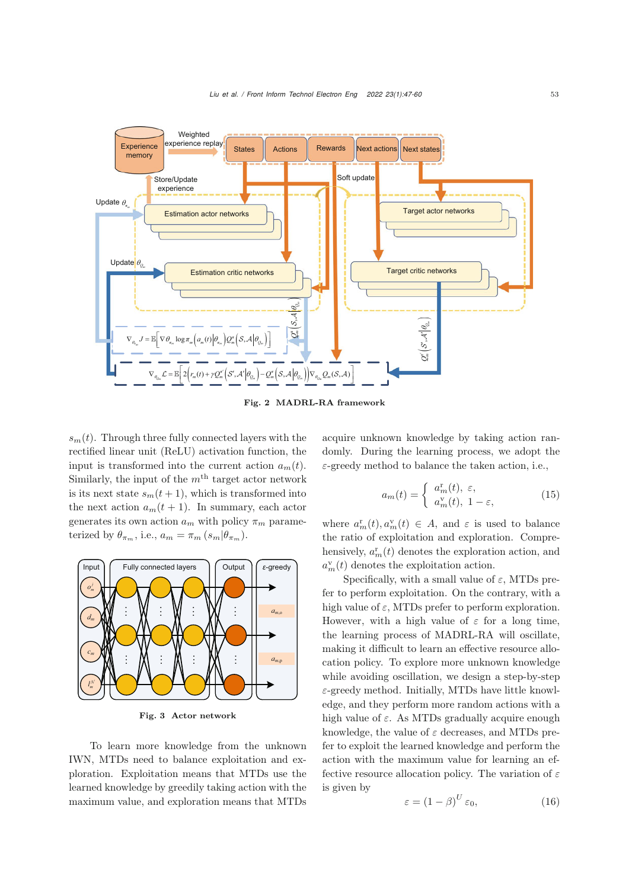Fig. 2 MADRL-RA framework

$s_m(t)$. Through three fully connected layers with the rectified linear unit (ReLU) activation function, the input is transformed into the current action $a_m(t)$. Similarly, the input of the $m^{\text{th}}$ target actor network is its next state $s_m(t+1)$, which is transformed into the next action $a_m(t+1)$. In summary, each actor generates its own action $a_m$ with policy $\pi_m$ parameterized by $\theta_{\pi_m}$, i.e., $a_m = \pi_m\left(s_m|\theta_{\pi_m}\right)$.

Fig. 3 Actor network

To learn more knowledge from the unknown IWN, MTDs need to balance exploitation and exploration. Exploitation means that MTDs use the learned knowledge by greedily taking action with the maximum value, and exploration means that MTDs acquire unknown knowledge by taking action randomly. During the learning process, we adopt the $\varepsilon$-greedy method to balance the taken action, i.e.,

$$a_m(t) = \begin{cases} a_m^{\text{r}}(t), & \varepsilon, \\ a_m^{\text{v}}(t), & 1-\varepsilon, \end{cases} \tag{15}$$

where $a_m^{\text{r}}(t), a_m^{\text{v}}(t) \in A$, and $\varepsilon$ is used to balance the ratio of exploitation and exploration. Comprehensively, $a_m^{\text{r}}(t)$ denotes the exploration action, and $a_m^{\text{v}}(t)$ denotes the exploitation action.

Specifically, with a small value of $\varepsilon$, MTDs prefer to perform exploitation. On the contrary, with a high value of $\varepsilon$, MTDs prefer to perform exploration. However, with a high value of $\varepsilon$ for a long time, the learning process of MADRL-RA will oscillate, making it difficult to learn an effective resource allocation policy. To explore more unknown knowledge while avoiding oscillation, we design a step-by-step $\varepsilon$-greedy method. Initially, MTDs have little knowledge, and they perform more random actions with a high value of $\varepsilon$. As MTDs gradually acquire enough knowledge, the value of $\varepsilon$ decreases, and MTDs prefer to exploit the learned knowledge and perform the action with the maximum value for learning an effective resource allocation policy. The variation of $\varepsilon$ is given by

$$\varepsilon = (1-\beta)^U \varepsilon_0, \tag{16}$$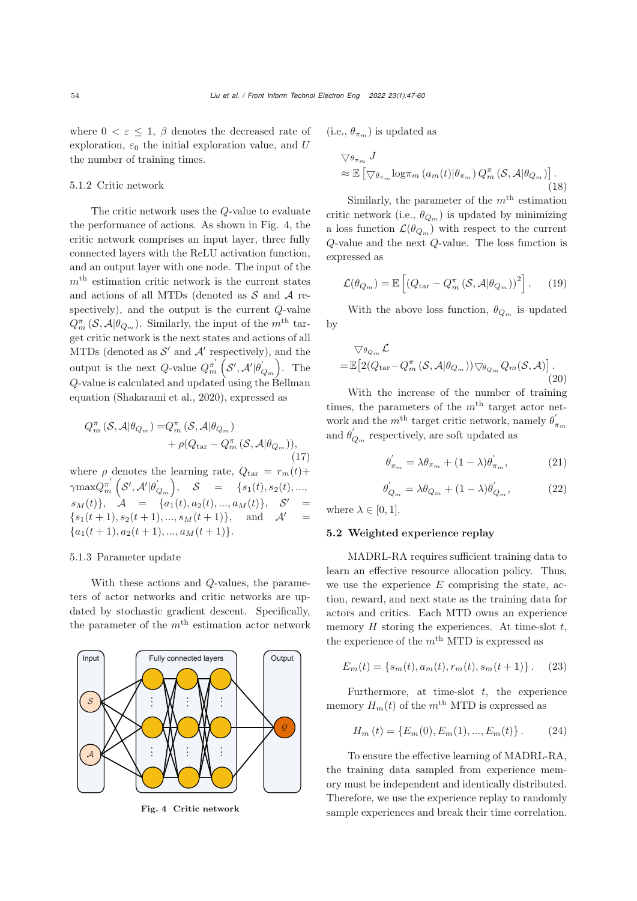where $0 < \varepsilon \leq 1$, $\beta$ denotes the decreased rate of exploration, $\varepsilon_0$ the initial exploration value, and $U$ the number of training times.

### 5.1.2 Critic network

The critic network uses the $Q$-value to evaluate the performance of actions. As shown in Fig. 4, the critic network comprises an input layer, three fully connected layers with the ReLU activation function, and an output layer with one node. The input of the $m^{\text{th}}$ estimation critic network is the current states and actions of all MTDs (denoted as $\mathcal{S}$ and $\mathcal{A}$ respectively), and the output is the current $Q$-value $Q_m^{\pi}(\mathcal{S}, \mathcal{A}|\theta_{Q_m})$. Similarly, the input of the $m^{\text{th}}$ target critic network is the next states and actions of all MTDs (denoted as $\mathcal{S}'$ and $\mathcal{A}'$ respectively), and the output is the next $Q$-value $Q_m^{\pi'}\left(\mathcal{S}', \mathcal{A}'|\theta'_{Q_m}\right)$. The $Q$-value is calculated and updated using the Bellman equation (Shakarami et al., 2020), expressed as

$$Q_m^{\pi}(\mathcal{S}, \mathcal{A}|\theta_{Q_m}) = Q_m^{\pi}(\mathcal{S}, \mathcal{A}|\theta_{Q_m}) + \rho(Q_{\text{tar}} - Q_m^{\pi}(\mathcal{S}, \mathcal{A}|\theta_{Q_m})), \tag{17}$$

where $\rho$ denotes the learning rate, $Q_{\text{tar}} = r_m(t) + \gamma \max Q_m^{\pi'}\left(\mathcal{S}', \mathcal{A}'|\theta'_{Q_m}\right)$, $\mathcal{S} = \{s_1(t), s_2(t), ..., s_M(t)\}$, $\mathcal{A} = \{a_1(t), a_2(t), ..., a_M(t)\}$, $\mathcal{S}' = \{s_1(t+1), s_2(t+1), ..., s_M(t+1)\}$, and $\mathcal{A}' = \{a_1(t+1), a_2(t+1), ..., a_M(t+1)\}$.

### 5.1.3 Parameter update

With these actions and $Q$-values, the parameters of actor networks and critic networks are updated by stochastic gradient descent. Specifically, the parameter of the $m^{\text{th}}$ estimation actor network (i.e., $\theta_{\pi_m}$) is updated as

$$\nabla_{\theta_{\pi_m}} J \approx \mathbb{E}\left[\nabla_{\theta_{\pi_m}} \log \pi_m\left(a_m(t)|\theta_{\pi_m}\right) Q_m^{\pi}\left(\mathcal{S}, \mathcal{A}|\theta_{Q_m}\right)\right]. \tag{18}$$

Similarly, the parameter of the $m^{\text{th}}$ estimation critic network (i.e., $\theta_{Q_m}$) is updated by minimizing a loss function $\mathcal{L}(\theta_{Q_m})$ with respect to the current $Q$-value and the next $Q$-value. The loss function is expressed as

$$\mathcal{L}(\theta_{Q_m}) = \mathbb{E}\left[\left(Q_{\text{tar}} - Q_m^{\pi}\left(\mathcal{S}, \mathcal{A}|\theta_{Q_m}\right)\right)^2\right]. \tag{19}$$

With the above loss function, $\theta_{Q_m}$ is updated by

$$\nabla_{\theta_{Q_m}} \mathcal{L} = \mathbb{E}\left[2(Q_{\text{tar}} - Q_m^{\pi}\left(\mathcal{S}, \mathcal{A}|\theta_{Q_m}\right)) \nabla_{\theta_{Q_m}} Q_m(\mathcal{S}, \mathcal{A})\right]. \tag{20}$$

With the increase of the number of training times, the parameters of the $m^{\text{th}}$ target actor network and the $m^{\text{th}}$ target critic network, namely $\theta'_{\pi_m}$ and $\theta'_{Q_m}$ respectively, are soft updated as

$$\theta'_{\pi_m} = \lambda \theta_{\pi_m} + (1-\lambda)\theta'_{\pi_m}, \tag{21}$$

$$\theta'_{Q_m} = \lambda \theta_{Q_m} + (1-\lambda)\theta'_{Q_m}, \tag{22}$$

where $\lambda \in [0, 1]$.

Fig. 4 Critic network

## 5.2 Weighted experience replay

MADRL-RA requires sufficient training data to learn an effective resource allocation policy. Thus, we use the experience $E$ comprising the state, action, reward, and next state as the training data for actors and critics. Each MTD owns an experience memory $H$ storing the experiences. At time-slot $t$, the experience of the $m^{\text{th}}$ MTD is expressed as

$$E_m(t) = \{s_m(t), a_m(t), r_m(t), s_m(t+1)\}. \tag{23}$$

Furthermore, at time-slot $t$, the experience memory $H_m(t)$ of the $m^{\text{th}}$ MTD is expressed as

$$H_m(t) = \{E_m(0), E_m(1), ..., E_m(t)\}. \tag{24}$$

To ensure the effective learning of MADRL-RA, the training data sampled from experience memory must be independent and identically distributed. Therefore, we use the experience replay to randomly sample experiences and break their time correlation.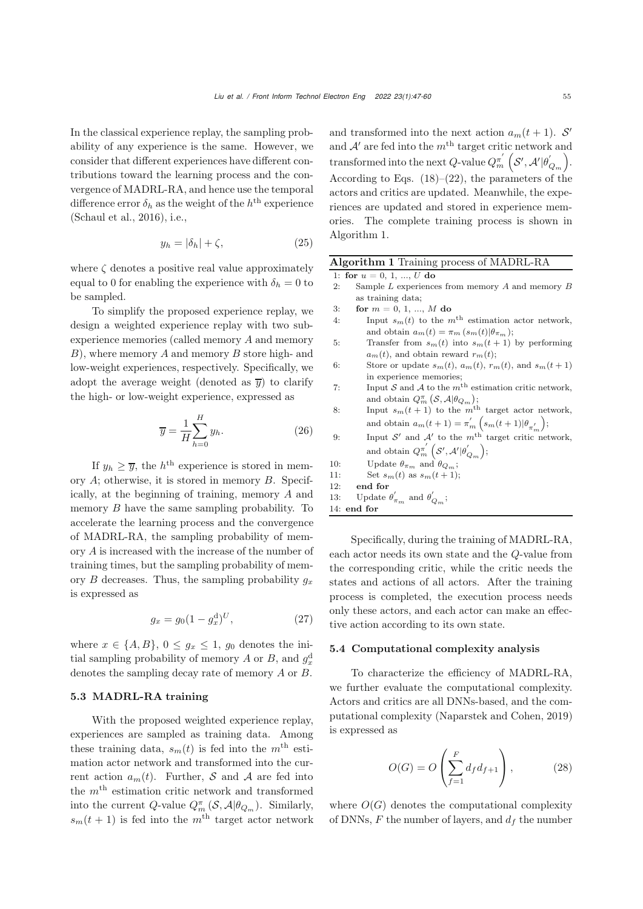In the classical experience replay, the sampling probability of any experience is the same. However, we consider that different experiences have different contributions toward the learning process and the convergence of MADRL-RA, and hence use the temporal difference error $\delta_h$ as the weight of the $h^{\text{th}}$ experience (Schaul et al., 2016), i.e.,

$$y_h = |\delta_h| + \zeta, \tag{25}$$

where $\zeta$ denotes a positive real value approximately equal to 0 for enabling the experience with $\delta_h = 0$ to be sampled.

To simplify the proposed experience replay, we design a weighted experience replay with two sub-experience memories (called memory $A$ and memory $B$), where memory $A$ and memory $B$ store high- and low-weight experiences, respectively. Specifically, we adopt the average weight (denoted as $\overline{y}$) to clarify the high- or low-weight experience, expressed as

$$\overline{y} = \frac{1}{H}\sum_{h=0}^{H} y_h. \tag{26}$$

If $y_h \geq \overline{y}$, the $h^{\text{th}}$ experience is stored in memory $A$; otherwise, it is stored in memory $B$. Specifically, at the beginning of training, memory $A$ and memory $B$ have the same sampling probability. To accelerate the learning process and the convergence of MADRL-RA, the sampling probability of memory $A$ is increased with the increase of the number of training times, but the sampling probability of memory $B$ decreases. Thus, the sampling probability $g_x$ is expressed as

$$g_x = g_0(1 - g_x^{\text{d}})^U, \tag{27}$$

where $x \in \{A, B\}$, $0 \leq g_x \leq 1$, $g_0$ denotes the initial sampling probability of memory $A$ or $B$, and $g_x^{\text{d}}$ denotes the sampling decay rate of memory $A$ or $B$.

### 5.3 MADRL-RA training

With the proposed weighted experience replay, experiences are sampled as training data. Among these training data, $s_m(t)$ is fed into the $m^{\text{th}}$ estimation actor network and transformed into the current action $a_m(t)$. Further, $\mathcal{S}$ and $\mathcal{A}$ are fed into the $m^{\text{th}}$ estimation critic network and transformed into the current $Q$-value $Q_m^{\pi}(\mathcal{S}, \mathcal{A}|\theta_{Q_m})$. Similarly, $s_m(t+1)$ is fed into the $m^{\text{th}}$ target actor network and transformed into the next action $a_m(t+1)$. $\mathcal{S}'$ and $\mathcal{A}'$ are fed into the $m^{\text{th}}$ target critic network and transformed into the next $Q$-value $Q_m^{\pi'}\left(\mathcal{S}', \mathcal{A}'|\theta'_{Q_m}\right)$. According to Eqs. (18)–(22), the parameters of the actors and critics are updated. Meanwhile, the experiences are updated and stored in experience memories. The complete training process is shown in Algorithm 1.

**Algorithm 1** Training process of MADRL-RA

```
1: for u = 0, 1, ..., U do
2:   Sample L experiences from memory A and memory B as training data;
3:   for m = 0, 1, ..., M do
4:     Input s_m(t) to the m-th estimation actor network, and obtain a_m(t) = π_m(s_m(t)|θ_{π_m});
5:     Transfer from s_m(t) into s_m(t+1) by performing a_m(t), and obtain reward r_m(t);
6:     Store or update s_m(t), a_m(t), r_m(t), and s_m(t+1) in experience memories;
7:     Input S and A to the m-th estimation critic network, and obtain Q_m^π(S, A|θ_{Q_m});
8:     Input s_m(t+1) to the m-th target actor network, and obtain a_m(t+1) = π'_m(s_m(t+1)|θ'_{π_m});
9:     Input S' and A' to the m-th target critic network, and obtain Q_m^{π'}(S', A'|θ'_{Q_m});
10:    Update θ_{π_m} and θ_{Q_m};
11:    Set s_m(t) as s_m(t+1);
12:  end for
13:  Update θ'_{π_m} and θ'_{Q_m};
14: end for
```

Specifically, during the training of MADRL-RA, each actor needs its own state and the $Q$-value from the corresponding critic, while the critic needs the states and actions of all actors. After the training process is completed, the execution process needs only these actors, and each actor can make an effective action according to its own state.

### 5.4 Computational complexity analysis

To characterize the efficiency of MADRL-RA, we further evaluate the computational complexity. Actors and critics are all DNNs-based, and the computational complexity (Naparstek and Cohen, 2019) is expressed as

$$O(G) = O\left(\sum_{f=1}^{F} d_f d_{f+1}\right), \tag{28}$$

where $O(G)$ denotes the computational complexity of DNNs, $F$ the number of layers, and $d_f$ the number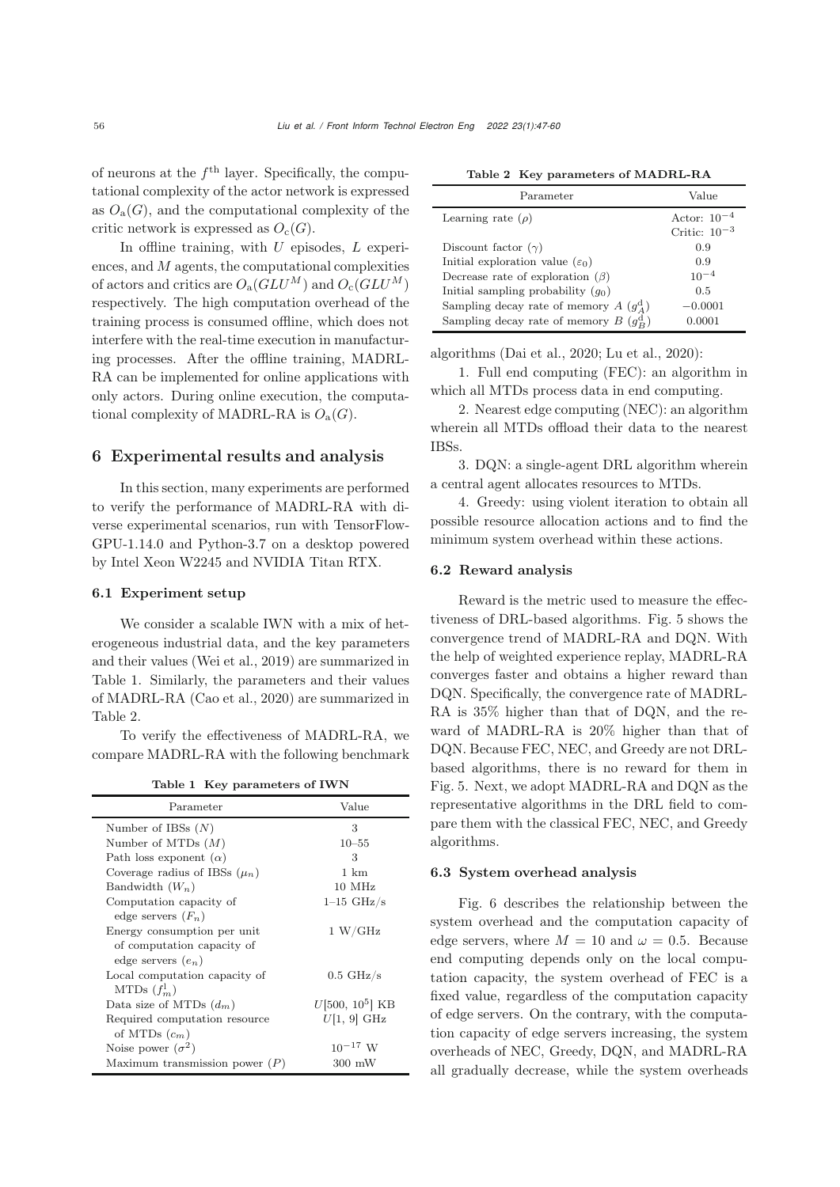of neurons at the $f^{\text{th}}$ layer. Specifically, the computational complexity of the actor network is expressed as $O_{\text{a}}(G)$, and the computational complexity of the critic network is expressed as $O_{\text{c}}(G)$.

In offline training, with $U$ episodes, $L$ experiences, and $M$ agents, the computational complexities of actors and critics are $O_{\text{a}}(GLU^M)$ and $O_{\text{c}}(GLU^M)$ respectively. The high computation overhead of the training process is consumed offline, which does not interfere with the real-time execution in manufacturing processes. After the offline training, MADRL-RA can be implemented for online applications with only actors. During online execution, the computational complexity of MADRL-RA is $O_{\text{a}}(G)$.

## 6 Experimental results and analysis

In this section, many experiments are performed to verify the performance of MADRL-RA with diverse experimental scenarios, run with TensorFlow-GPU-1.14.0 and Python-3.7 on a desktop powered by Intel Xeon W2245 and NVIDIA Titan RTX.

### 6.1 Experiment setup

We consider a scalable IWN with a mix of heterogeneous industrial data, and the key parameters and their values (Wei et al., 2019) are summarized in Table 1. Similarly, the parameters and their values of MADRL-RA (Cao et al., 2020) are summarized in Table 2.

To verify the effectiveness of MADRL-RA, we compare MADRL-RA with the following benchmark algorithms (Dai et al., 2020; Lu et al., 2020):

**Table 1 Key parameters of IWN**

| Parameter | Value |
|---|---|
| Number of IBSs ($N$) | 3 |
| Number of MTDs ($M$) | 10–55 |
| Path loss exponent ($\alpha$) | 3 |
| Coverage radius of IBSs ($\mu_n$) | 1 km |
| Bandwidth ($W_n$) | 10 MHz |
| Computation capacity of edge servers ($F_n$) | 1–15 GHz/s |
| Energy consumption per unit of computation capacity of edge servers ($e_n$) | 1 W/GHz |
| Local computation capacity of MTDs ($f_m^{\text{l}}$) | 0.5 GHz/s |
| Data size of MTDs ($d_m$) | $U$[500, $10^5$] KB |
| Required computation resource of MTDs ($c_m$) | $U$[1, 9] GHz |
| Noise power ($\sigma^2$) | $10^{-17}$ W |
| Maximum transmission power ($P$) | 300 mW |

**Table 2 Key parameters of MADRL-RA**

| Parameter | Value |
|---|---|
| Learning rate ($\rho$) | Actor: $10^{-4}$<br>Critic: $10^{-3}$ |
| Discount factor ($\gamma$) | 0.9 |
| Initial exploration value ($\varepsilon_0$) | 0.9 |
| Decrease rate of exploration ($\beta$) | $10^{-4}$ |
| Initial sampling probability ($g_0$) | 0.5 |
| Sampling decay rate of memory $A$ ($g_A^{\text{d}}$) | $-0.0001$ |
| Sampling decay rate of memory $B$ ($g_B^{\text{d}}$) | 0.0001 |

1. Full end computing (FEC): an algorithm in which all MTDs process data in end computing.

2. Nearest edge computing (NEC): an algorithm wherein all MTDs offload their data to the nearest IBSs.

3. DQN: a single-agent DRL algorithm wherein a central agent allocates resources to MTDs.

4. Greedy: using violent iteration to obtain all possible resource allocation actions and to find the minimum system overhead within these actions.

### 6.2 Reward analysis

Reward is the metric used to measure the effectiveness of DRL-based algorithms. Fig. 5 shows the convergence trend of MADRL-RA and DQN. With the help of weighted experience replay, MADRL-RA converges faster and obtains a higher reward than DQN. Specifically, the convergence rate of MADRL-RA is 35% higher than that of DQN, and the reward of MADRL-RA is 20% higher than that of DQN. Because FEC, NEC, and Greedy are not DRL-based algorithms, there is no reward for them in Fig. 5. Next, we adopt MADRL-RA and DQN as the representative algorithms in the DRL field to compare them with the classical FEC, NEC, and Greedy algorithms.

### 6.3 System overhead analysis

Fig. 6 describes the relationship between the system overhead and the computation capacity of edge servers, where $M = 10$ and $\omega = 0.5$. Because end computing depends only on the local computation capacity, the system overhead of FEC is a fixed value, regardless of the computation capacity of edge servers. On the contrary, with the computation capacity of edge servers increasing, the system overheads of NEC, Greedy, DQN, and MADRL-RA all gradually decrease, while the system overheads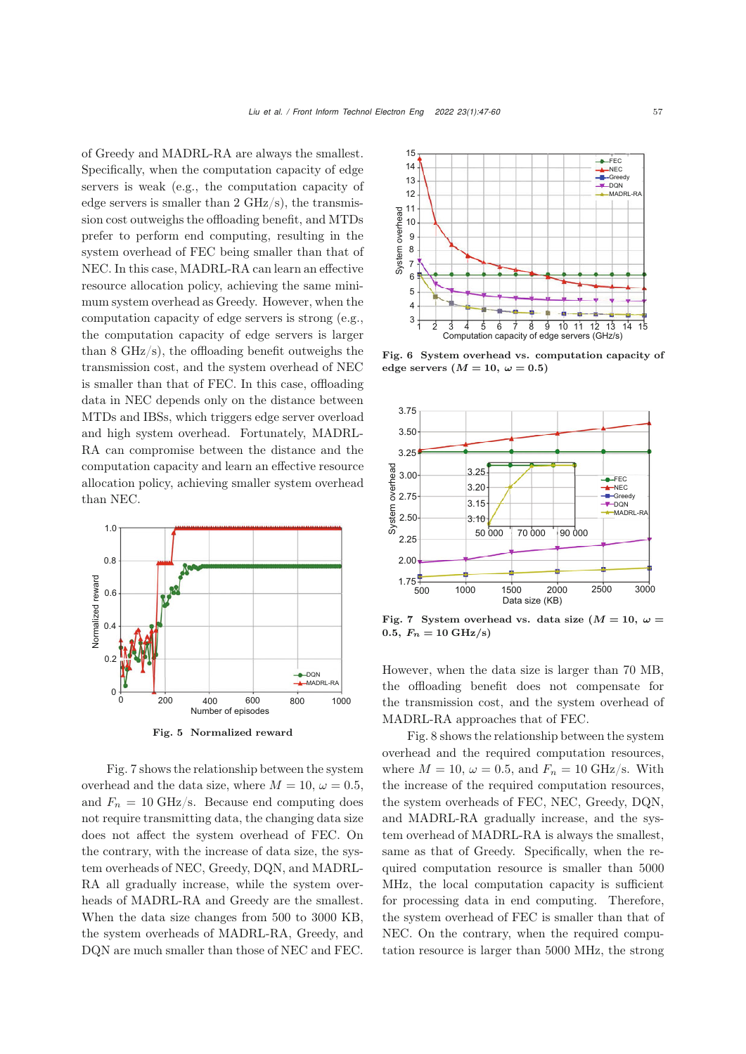of Greedy and MADRL-RA are always the smallest. Specifically, when the computation capacity of edge servers is weak (e.g., the computation capacity of edge servers is smaller than 2 GHz/s), the transmission cost outweighs the offloading benefit, and MTDs prefer to perform end computing, resulting in the system overhead of FEC being smaller than that of NEC. In this case, MADRL-RA can learn an effective resource allocation policy, achieving the same minimum system overhead as Greedy. However, when the computation capacity of edge servers is strong (e.g., the computation capacity of edge servers is larger than 8 GHz/s), the offloading benefit outweighs the transmission cost, and the system overhead of NEC is smaller than that of FEC. In this case, offloading data in NEC depends only on the distance between MTDs and IBSs, which triggers edge server overload and high system overhead. Fortunately, MADRL-RA can compromise between the distance and the computation capacity and learn an effective resource allocation policy, achieving smaller system overhead than NEC.

**Fig. 5 Normalized reward**

Fig. 7 shows the relationship between the system overhead and the data size, where $M = 10$, $\omega = 0.5$, and $F_n = 10$ GHz/s. Because end computing does not require transmitting data, the changing data size does not affect the system overhead of FEC. On the contrary, with the increase of data size, the system overheads of NEC, Greedy, DQN, and MADRL-RA all gradually increase, while the system overheads of MADRL-RA and Greedy are the smallest. When the data size changes from 500 to 3000 KB, the system overheads of MADRL-RA, Greedy, and DQN are much smaller than those of NEC and FEC.

**Fig. 6 System overhead vs. computation capacity of edge servers ($M = 10$, $\omega = 0.5$)**

**Fig. 7 System overhead vs. data size ($M = 10$, $\omega = 0.5$, $F_n = 10$ GHz/s)**

However, when the data size is larger than 70 MB, the offloading benefit does not compensate for the transmission cost, and the system overhead of MADRL-RA approaches that of FEC.

Fig. 8 shows the relationship between the system overhead and the required computation resources, where $M = 10$, $\omega = 0.5$, and $F_n = 10$ GHz/s. With the increase of the required computation resources, the system overheads of FEC, NEC, Greedy, DQN, and MADRL-RA gradually increase, and the system overhead of MADRL-RA is always the smallest, same as that of Greedy. Specifically, when the required computation resource is smaller than 5000 MHz, the local computation capacity is sufficient for processing data in end computing. Therefore, the system overhead of FEC is smaller than that of NEC. On the contrary, when the required computation resource is larger than 5000 MHz, the strong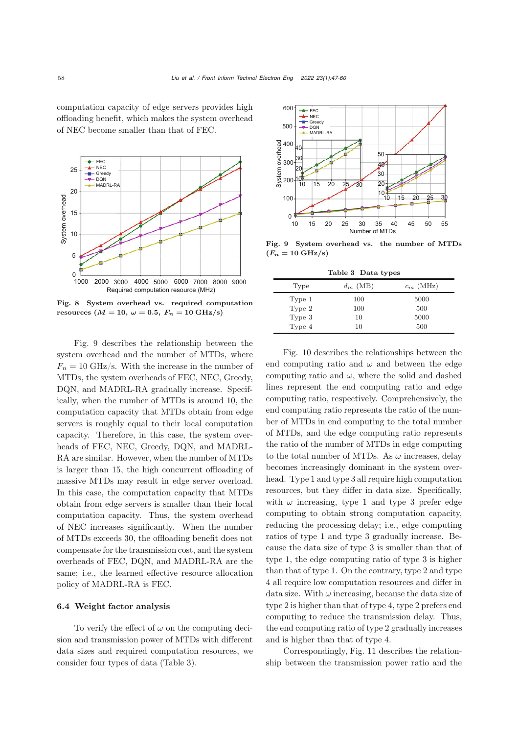computation capacity of edge servers provides high offloading benefit, which makes the system overhead of NEC become smaller than that of FEC.

**Fig. 8 System overhead vs. required computation resources ($M = 10$, $\omega = 0.5$, $F_n = 10$ GHz/s)**

Fig. 9 describes the relationship between the system overhead and the number of MTDs, where $F_n = 10$ GHz/s. With the increase in the number of MTDs, the system overheads of FEC, NEC, Greedy, DQN, and MADRL-RA gradually increase. Specifically, when the number of MTDs is around 10, the computation capacity that MTDs obtain from edge servers is roughly equal to their local computation capacity. Therefore, in this case, the system overheads of FEC, NEC, Greedy, DQN, and MADRL-RA are similar. However, when the number of MTDs is larger than 15, the high concurrent offloading of massive MTDs may result in edge server overload. In this case, the computation capacity that MTDs obtain from edge servers is smaller than their local computation capacity. Thus, the system overhead of NEC increases significantly. When the number of MTDs exceeds 30, the offloading benefit does not compensate for the transmission cost, and the system overheads of FEC, DQN, and MADRL-RA are the same; i.e., the learned effective resource allocation policy of MADRL-RA is FEC.

### 6.4 Weight factor analysis

To verify the effect of $\omega$ on the computing decision and transmission power of MTDs with different data sizes and required computation resources, we consider four types of data (Table 3).

**Fig. 9 System overhead vs. the number of MTDs ($F_n = 10$ GHz/s)**

**Table 3 Data types**

| Type | $d_m$ (MB) | $c_m$ (MHz) |
|---|---|---|
| Type 1 | 100 | 5000 |
| Type 2 | 100 | 500 |
| Type 3 | 10 | 5000 |
| Type 4 | 10 | 500 |

Fig. 10 describes the relationships between the end computing ratio and $\omega$ and between the edge computing ratio and $\omega$, where the solid and dashed lines represent the end computing ratio and edge computing ratio, respectively. Comprehensively, the end computing ratio represents the ratio of the number of MTDs in end computing to the total number of MTDs, and the edge computing ratio represents the ratio of the number of MTDs in edge computing to the total number of MTDs. As $\omega$ increases, delay becomes increasingly dominant in the system overhead. Type 1 and type 3 all require high computation resources, but they differ in data size. Specifically, with $\omega$ increasing, type 1 and type 3 prefer edge computing to obtain strong computation capacity, reducing the processing delay; i.e., edge computing ratios of type 1 and type 3 gradually increase. Because the data size of type 3 is smaller than that of type 1, the edge computing ratio of type 3 is higher than that of type 1. On the contrary, type 2 and type 4 all require low computation resources and differ in data size. With $\omega$ increasing, because the data size of type 2 is higher than that of type 4, type 2 prefers end computing to reduce the transmission delay. Thus, the end computing ratio of type 2 gradually increases and is higher than that of type 4.

Correspondingly, Fig. 11 describes the relationship between the transmission power ratio and the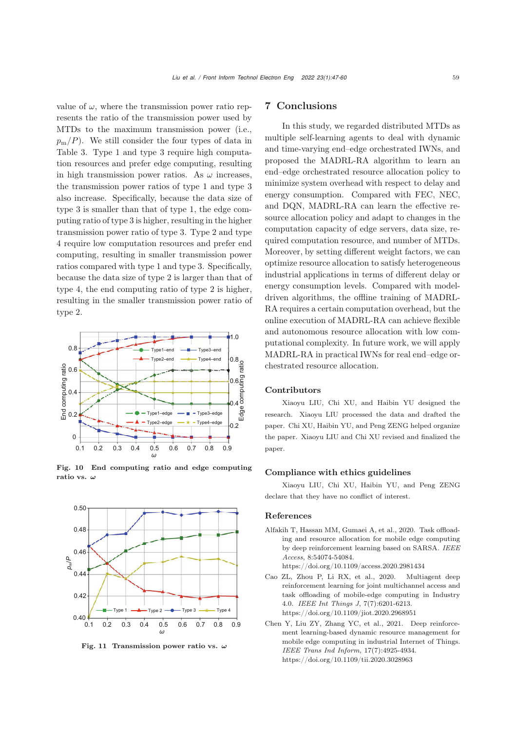value of $\omega$, where the transmission power ratio represents the ratio of the transmission power used by MTDs to the maximum transmission power (i.e., $p_{\mathrm{m}}/P$). We still consider the four types of data in Table 3. Type 1 and type 3 require high computation resources and prefer edge computing, resulting in high transmission power ratios. As $\omega$ increases, the transmission power ratios of type 1 and type 3 also increase. Specifically, because the data size of type 3 is smaller than that of type 1, the edge computing ratio of type 3 is higher, resulting in the higher transmission power ratio of type 3. Type 2 and type 4 require low computation resources and prefer end computing, resulting in smaller transmission power ratios compared with type 1 and type 3. Specifically, because the data size of type 2 is larger than that of type 4, the end computing ratio of type 2 is higher, resulting in the smaller transmission power ratio of type 2.

**Fig. 10 End computing ratio and edge computing ratio vs. $\omega$**

**Fig. 11 Transmission power ratio vs. $\omega$**

## 7 Conclusions

In this study, we regarded distributed MTDs as multiple self-learning agents to deal with dynamic and time-varying end–edge orchestrated IWNs, and proposed the MADRL-RA algorithm to learn an end–edge orchestrated resource allocation policy to minimize system overhead with respect to delay and energy consumption. Compared with FEC, NEC, and DQN, MADRL-RA can learn the effective resource allocation policy and adapt to changes in the computation capacity of edge servers, data size, required computation resource, and number of MTDs. Moreover, by setting different weight factors, we can optimize resource allocation to satisfy heterogeneous industrial applications in terms of different delay or energy consumption levels. Compared with model-driven algorithms, the offline training of MADRL-RA requires a certain computation overhead, but the online execution of MADRL-RA can achieve flexible and autonomous resource allocation with low computational complexity. In future work, we will apply MADRL-RA in practical IWNs for real end–edge orchestrated resource allocation.

### Contributors

Xiaoyu LIU, Chi XU, and Haibin YU designed the research. Xiaoyu LIU processed the data and drafted the paper. Chi XU, Haibin YU, and Peng ZENG helped organize the paper. Xiaoyu LIU and Chi XU revised and finalized the paper.

### Compliance with ethics guidelines

Xiaoyu LIU, Chi XU, Haibin YU, and Peng ZENG declare that they have no conflict of interest.

## References

Alfakih T, Hassan MM, Gumaei A, et al., 2020. Task offloading and resource allocation for mobile edge computing by deep reinforcement learning based on SARSA. *IEEE Access*, 8:54074-54084. https://doi.org/10.1109/access.2020.2981434

Cao ZL, Zhou P, Li RX, et al., 2020. Multiagent deep reinforcement learning for joint multichannel access and task offloading of mobile-edge computing in Industry 4.0. *IEEE Int Things J*, 7(7):6201-6213. https://doi.org/10.1109/jiot.2020.2968951

Chen Y, Liu ZY, Zhang YC, et al., 2021. Deep reinforcement learning-based dynamic resource management for mobile edge computing in industrial Internet of Things. *IEEE Trans Ind Inform*, 17(7):4925-4934. https://doi.org/10.1109/tii.2020.3028963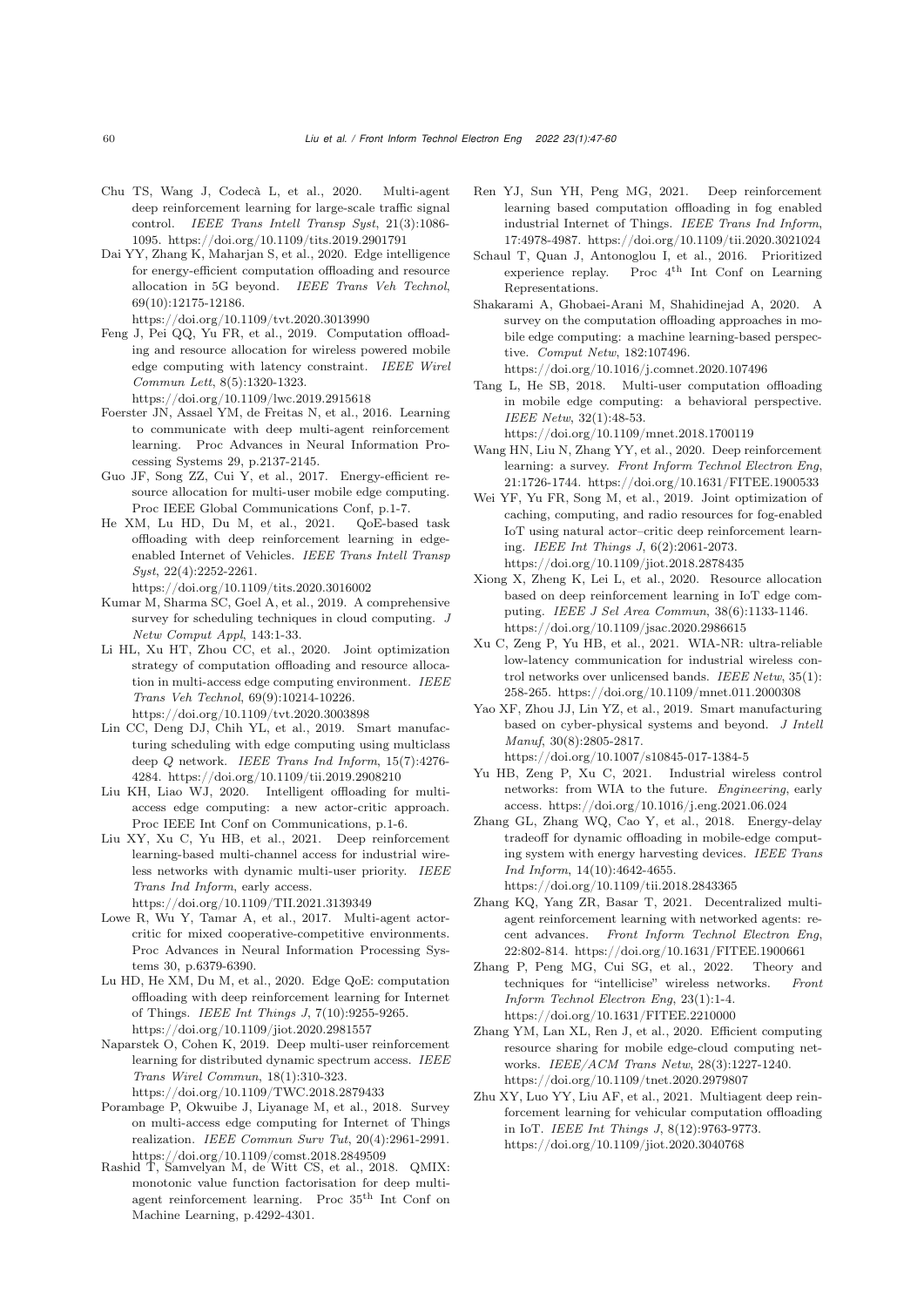Chu TS, Wang J, Codecà L, et al., 2020. Multi-agent deep reinforcement learning for large-scale traffic signal control. *IEEE Trans Intell Transp Syst*, 21(3):1086-1095. https://doi.org/10.1109/tits.2019.2901791

Dai YY, Zhang K, Maharjan S, et al., 2020. Edge intelligence for energy-efficient computation offloading and resource allocation in 5G beyond. *IEEE Trans Veh Technol*, 69(10):12175-12186. https://doi.org/10.1109/tvt.2020.3013990

Feng J, Pei QQ, Yu FR, et al., 2019. Computation offloading and resource allocation for wireless powered mobile edge computing with latency constraint. *IEEE Wirel Commun Lett*, 8(5):1320-1323. https://doi.org/10.1109/lwc.2019.2915618

Foerster JN, Assael YM, de Freitas N, et al., 2016. Learning to communicate with deep multi-agent reinforcement learning. Proc Advances in Neural Information Processing Systems 29, p.2137-2145.

Guo JF, Song ZZ, Cui Y, et al., 2017. Energy-efficient resource allocation for multi-user mobile edge computing. Proc IEEE Global Communications Conf, p.1-7.

He XM, Lu HD, Du M, et al., 2021. QoE-based task offloading with deep reinforcement learning in edge-enabled Internet of Vehicles. *IEEE Trans Intell Transp Syst*, 22(4):2252-2261. https://doi.org/10.1109/tits.2020.3016002

Kumar M, Sharma SC, Goel A, et al., 2019. A comprehensive survey for scheduling techniques in cloud computing. *J Netw Comput Appl*, 143:1-33.

Li HL, Xu HT, Zhou CC, et al., 2020. Joint optimization strategy of computation offloading and resource allocation in multi-access edge computing environment. *IEEE Trans Veh Technol*, 69(9):10214-10226. https://doi.org/10.1109/tvt.2020.3003898

Lin CC, Deng DJ, Chih YL, et al., 2019. Smart manufacturing scheduling with edge computing using multiclass deep Q network. *IEEE Trans Ind Inform*, 15(7):4276-4284. https://doi.org/10.1109/tii.2019.2908210

Liu KH, Liao WJ, 2020. Intelligent offloading for multi-access edge computing: a new actor-critic approach. Proc IEEE Int Conf on Communications, p.1-6.

Liu XY, Xu C, Yu HB, et al., 2021. Deep reinforcement learning-based multi-channel access for industrial wireless networks with dynamic multi-user priority. *IEEE Trans Ind Inform*, early access. https://doi.org/10.1109/TII.2021.3139349

Lowe R, Wu Y, Tamar A, et al., 2017. Multi-agent actor-critic for mixed cooperative-competitive environments. Proc Advances in Neural Information Processing Systems 30, p.6379-6390.

Lu HD, He XM, Du M, et al., 2020. Edge QoE: computation offloading with deep reinforcement learning for Internet of Things. *IEEE Int Things J*, 7(10):9255-9265. https://doi.org/10.1109/jiot.2020.2981557

Naparstek O, Cohen K, 2019. Deep multi-user reinforcement learning for distributed dynamic spectrum access. *IEEE Trans Wirel Commun*, 18(1):310-323. https://doi.org/10.1109/TWC.2018.2879433

Porambage P, Okwuibe J, Liyanage M, et al., 2018. Survey on multi-access edge computing for Internet of Things realization. *IEEE Commun Surv Tut*, 20(4):2961-2991. https://doi.org/10.1109/comst.2018.2849509

Rashid T, Samvelyan M, de Witt CS, et al., 2018. QMIX: monotonic value function factorisation for deep multi-agent reinforcement learning. Proc 35th Int Conf on Machine Learning, p.4292-4301.

Ren YJ, Sun YH, Peng MG, 2021. Deep reinforcement learning based computation offloading in fog enabled industrial Internet of Things. *IEEE Trans Ind Inform*, 17:4978-4987. https://doi.org/10.1109/tii.2020.3021024

Schaul T, Quan J, Antonoglou I, et al., 2016. Prioritized experience replay. Proc 4th Int Conf on Learning Representations.

Shakarami A, Ghobaei-Arani M, Shahidinejad A, 2020. A survey on the computation offloading approaches in mobile edge computing: a machine learning-based perspective. *Comput Netw*, 182:107496. https://doi.org/10.1016/j.comnet.2020.107496

Tang L, He SB, 2018. Multi-user computation offloading in mobile edge computing: a behavioral perspective. *IEEE Netw*, 32(1):48-53. https://doi.org/10.1109/mnet.2018.1700119

Wang HN, Liu N, Zhang YY, et al., 2020. Deep reinforcement learning: a survey. *Front Inform Technol Electron Eng*, 21:1726-1744. https://doi.org/10.1631/FITEE.1900533

Wei YF, Yu FR, Song M, et al., 2019. Joint optimization of caching, computing, and radio resources for fog-enabled IoT using natural actor–critic deep reinforcement learning. *IEEE Int Things J*, 6(2):2061-2073. https://doi.org/10.1109/jiot.2018.2878435

Xiong X, Zheng K, Lei L, et al., 2020. Resource allocation based on deep reinforcement learning in IoT edge computing. *IEEE J Sel Area Commun*, 38(6):1133-1146. https://doi.org/10.1109/jsac.2020.2986615

Xu C, Zeng P, Yu HB, et al., 2021. WIA-NR: ultra-reliable low-latency communication for industrial wireless control networks over unlicensed bands. *IEEE Netw*, 35(1):258-265. https://doi.org/10.1109/mnet.011.2000308

Yao XF, Zhou JJ, Lin YZ, et al., 2019. Smart manufacturing based on cyber-physical systems and beyond. *J Intell Manuf*, 30(8):2805-2817. https://doi.org/10.1007/s10845-017-1384-5

Yu HB, Zeng P, Xu C, 2021. Industrial wireless control networks: from WIA to the future. *Engineering*, early access. https://doi.org/10.1016/j.eng.2021.06.024

Zhang GL, Zhang WQ, Cao Y, et al., 2018. Energy-delay tradeoff for dynamic offloading in mobile-edge computing system with energy harvesting devices. *IEEE Trans Ind Inform*, 14(10):4642-4655. https://doi.org/10.1109/tii.2018.2843365

Zhang KQ, Yang ZR, Basar T, 2021. Decentralized multi-agent reinforcement learning with networked agents: recent advances. *Front Inform Technol Electron Eng*, 22:802-814. https://doi.org/10.1631/FITEE.1900661

Zhang P, Peng MG, Cui SG, et al., 2022. Theory and techniques for "intellicise" wireless networks. *Front Inform Technol Electron Eng*, 23(1):1-4. https://doi.org/10.1631/FITEE.2210000

Zhang YM, Lan XL, Ren J, et al., 2020. Efficient computing resource sharing for mobile edge-cloud computing networks. *IEEE/ACM Trans Netw*, 28(3):1227-1240. https://doi.org/10.1109/tnet.2020.2979807

Zhu XY, Luo YY, Liu AF, et al., 2021. Multiagent deep reinforcement learning for vehicular computation offloading in IoT. *IEEE Int Things J*, 8(12):9763-9773. https://doi.org/10.1109/jiot.2020.3040768